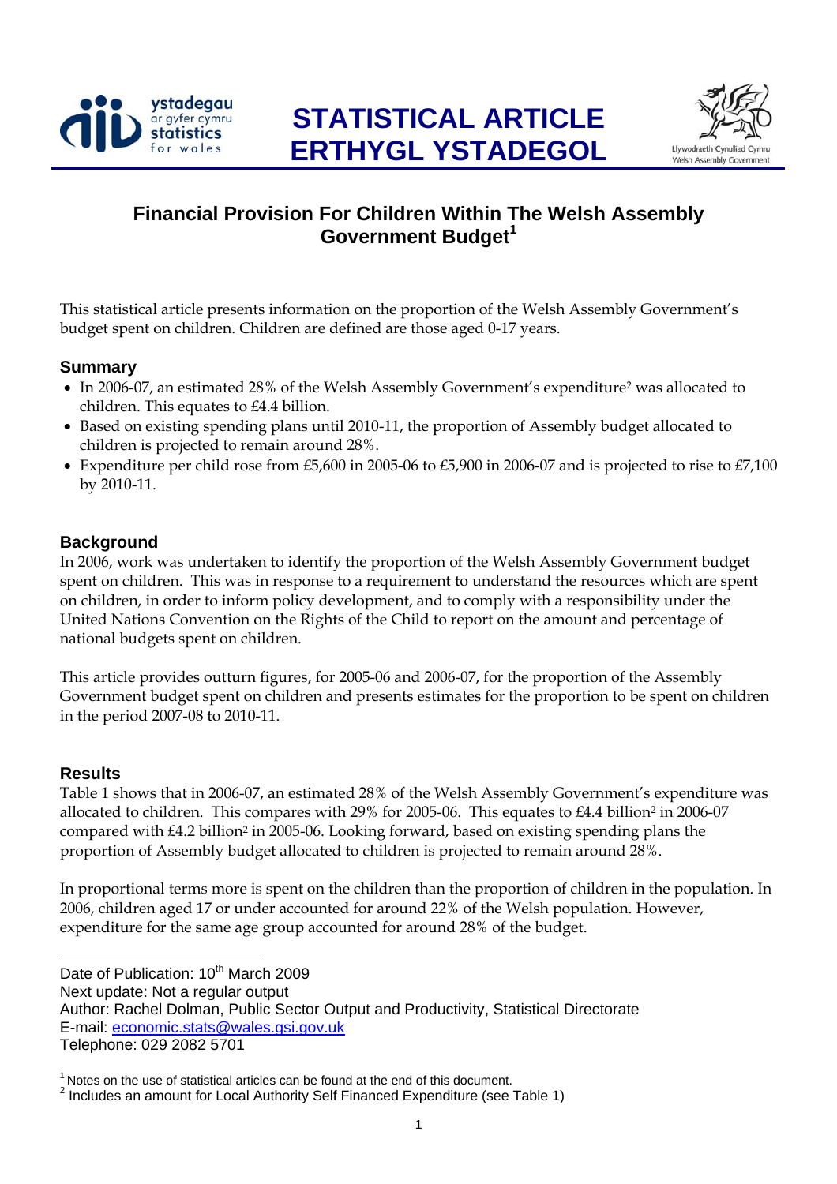**STATISTICAL ARTICLE**
**ERTHYGL YSTADEGOL**

# Financial Provision For Children Within The Welsh Assembly Government Budget[1]

This statistical article presents information on the proportion of the Welsh Assembly Government's budget spent on children. Children are defined are those aged 0-17 years.

## Summary

- In 2006-07, an estimated 28% of the Welsh Assembly Government's expenditure[2] was allocated to children. This equates to £4.4 billion.
- Based on existing spending plans until 2010-11, the proportion of Assembly budget allocated to children is projected to remain around 28%.
- Expenditure per child rose from £5,600 in 2005-06 to £5,900 in 2006-07 and is projected to rise to £7,100 by 2010-11.

## Background

In 2006, work was undertaken to identify the proportion of the Welsh Assembly Government budget spent on children. This was in response to a requirement to understand the resources which are spent on children, in order to inform policy development, and to comply with a responsibility under the United Nations Convention on the Rights of the Child to report on the amount and percentage of national budgets spent on children.

This article provides outturn figures, for 2005-06 and 2006-07, for the proportion of the Assembly Government budget spent on children and presents estimates for the proportion to be spent on children in the period 2007-08 to 2010-11.

## Results

Table 1 shows that in 2006-07, an estimated 28% of the Welsh Assembly Government's expenditure was allocated to children. This compares with 29% for 2005-06. This equates to £4.4 billion[2] in 2006-07 compared with £4.2 billion[2] in 2005-06. Looking forward, based on existing spending plans the proportion of Assembly budget allocated to children is projected to remain around 28%.

In proportional terms more is spent on the children than the proportion of children in the population. In 2006, children aged 17 or under accounted for around 22% of the Welsh population. However, expenditure for the same age group accounted for around 28% of the budget.

Date of Publication: 10th March 2009
Next update: Not a regular output
Author: Rachel Dolman, Public Sector Output and Productivity, Statistical Directorate
E-mail: economic.stats@wales.gsi.gov.uk
Telephone: 029 2082 5701

[1] Notes on the use of statistical articles can be found at the end of this document.
[2] Includes an amount for Local Authority Self Financed Expenditure (see Table 1)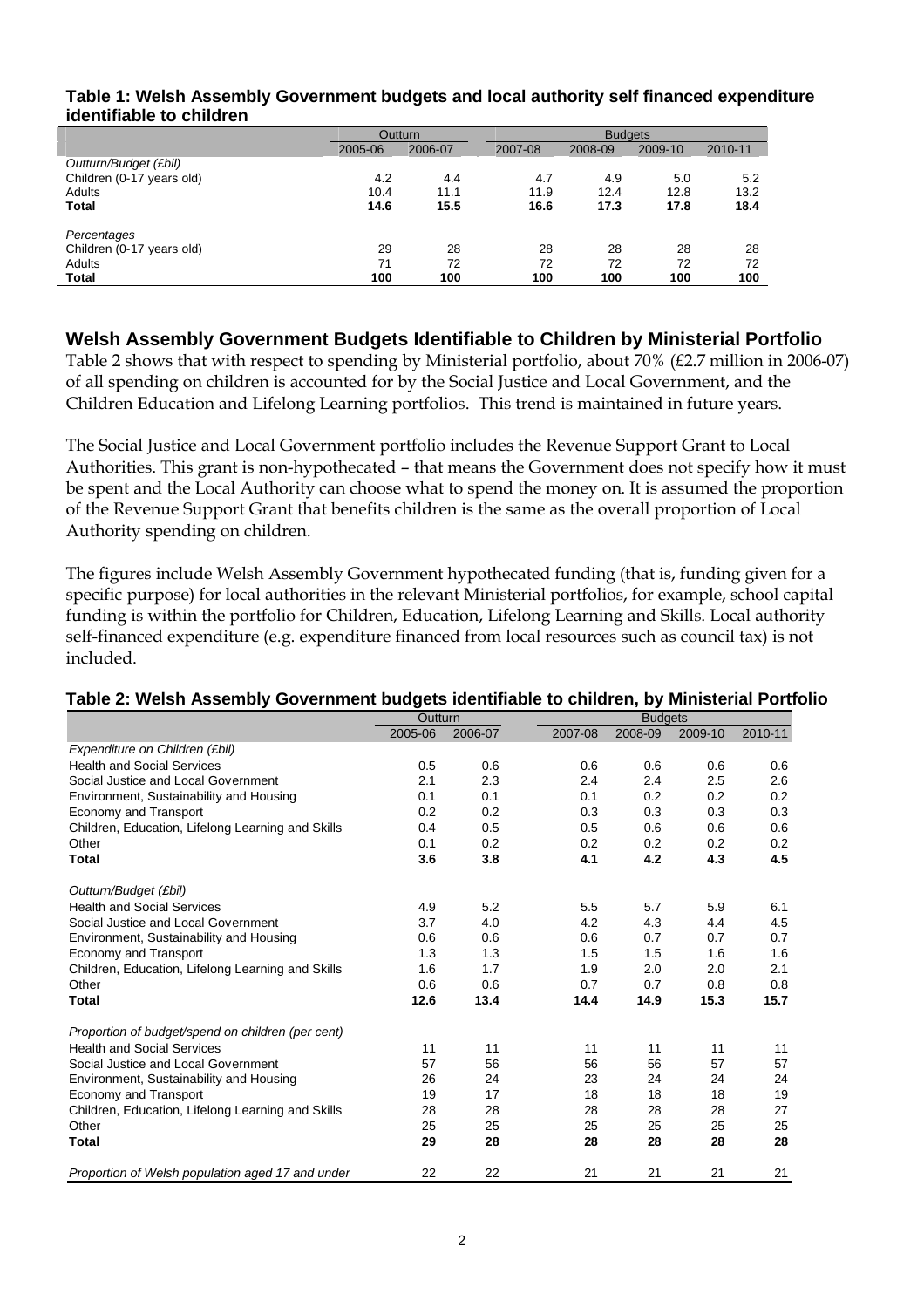**Table 1: Welsh Assembly Government budgets and local authority self financed expenditure identifiable to children**

| | Outturn | | Budgets | | | |
|---|---|---|---|---|---|---|
| | 2005-06 | 2006-07 | 2007-08 | 2008-09 | 2009-10 | 2010-11 |
| *Outturn/Budget (£bil)* | | | | | | |
| Children (0-17 years old) | 4.2 | 4.4 | 4.7 | 4.9 | 5.0 | 5.2 |
| Adults | 10.4 | 11.1 | 11.9 | 12.4 | 12.8 | 13.2 |
| **Total** | **14.6** | **15.5** | **16.6** | **17.3** | **17.8** | **18.4** |
| *Percentages* | | | | | | |
| Children (0-17 years old) | 29 | 28 | 28 | 28 | 28 | 28 |
| Adults | 71 | 72 | 72 | 72 | 72 | 72 |
| **Total** | **100** | **100** | **100** | **100** | **100** | **100** |

## Welsh Assembly Government Budgets Identifiable to Children by Ministerial Portfolio

Table 2 shows that with respect to spending by Ministerial portfolio, about 70% (£2.7 million in 2006-07) of all spending on children is accounted for by the Social Justice and Local Government, and the Children Education and Lifelong Learning portfolios. This trend is maintained in future years.

The Social Justice and Local Government portfolio includes the Revenue Support Grant to Local Authorities. This grant is non-hypothecated – that means the Government does not specify how it must be spent and the Local Authority can choose what to spend the money on. It is assumed the proportion of the Revenue Support Grant that benefits children is the same as the overall proportion of Local Authority spending on children.

The figures include Welsh Assembly Government hypothecated funding (that is, funding given for a specific purpose) for local authorities in the relevant Ministerial portfolios, for example, school capital funding is within the portfolio for Children, Education, Lifelong Learning and Skills. Local authority self-financed expenditure (e.g. expenditure financed from local resources such as council tax) is not included.

**Table 2: Welsh Assembly Government budgets identifiable to children, by Ministerial Portfolio**

| | Outturn | | Budgets | | | |
|---|---|---|---|---|---|---|
| | 2005-06 | 2006-07 | 2007-08 | 2008-09 | 2009-10 | 2010-11 |
| *Expenditure on Children (£bil)* | | | | | | |
| Health and Social Services | 0.5 | 0.6 | 0.6 | 0.6 | 0.6 | 0.6 |
| Social Justice and Local Government | 2.1 | 2.3 | 2.4 | 2.4 | 2.5 | 2.6 |
| Environment, Sustainability and Housing | 0.1 | 0.1 | 0.1 | 0.2 | 0.2 | 0.2 |
| Economy and Transport | 0.2 | 0.2 | 0.3 | 0.3 | 0.3 | 0.3 |
| Children, Education, Lifelong Learning and Skills | 0.4 | 0.5 | 0.5 | 0.6 | 0.6 | 0.6 |
| Other | 0.1 | 0.2 | 0.2 | 0.2 | 0.2 | 0.2 |
| **Total** | **3.6** | **3.8** | **4.1** | **4.2** | **4.3** | **4.5** |
| *Outturn/Budget (£bil)* | | | | | | |
| Health and Social Services | 4.9 | 5.2 | 5.5 | 5.7 | 5.9 | 6.1 |
| Social Justice and Local Government | 3.7 | 4.0 | 4.2 | 4.3 | 4.4 | 4.5 |
| Environment, Sustainability and Housing | 0.6 | 0.6 | 0.6 | 0.7 | 0.7 | 0.7 |
| Economy and Transport | 1.3 | 1.3 | 1.5 | 1.5 | 1.6 | 1.6 |
| Children, Education, Lifelong Learning and Skills | 1.6 | 1.7 | 1.9 | 2.0 | 2.0 | 2.1 |
| Other | 0.6 | 0.6 | 0.7 | 0.7 | 0.8 | 0.8 |
| **Total** | **12.6** | **13.4** | **14.4** | **14.9** | **15.3** | **15.7** |
| *Proportion of budget/spend on children (per cent)* | | | | | | |
| Health and Social Services | 11 | 11 | 11 | 11 | 11 | 11 |
| Social Justice and Local Government | 57 | 56 | 56 | 56 | 57 | 57 |
| Environment, Sustainability and Housing | 26 | 24 | 23 | 24 | 24 | 24 |
| Economy and Transport | 19 | 17 | 18 | 18 | 18 | 19 |
| Children, Education, Lifelong Learning and Skills | 28 | 28 | 28 | 28 | 28 | 27 |
| Other | 25 | 25 | 25 | 25 | 25 | 25 |
| **Total** | **29** | **28** | **28** | **28** | **28** | **28** |
| *Proportion of Welsh population aged 17 and under* | 22 | 22 | 21 | 21 | 21 | 21 |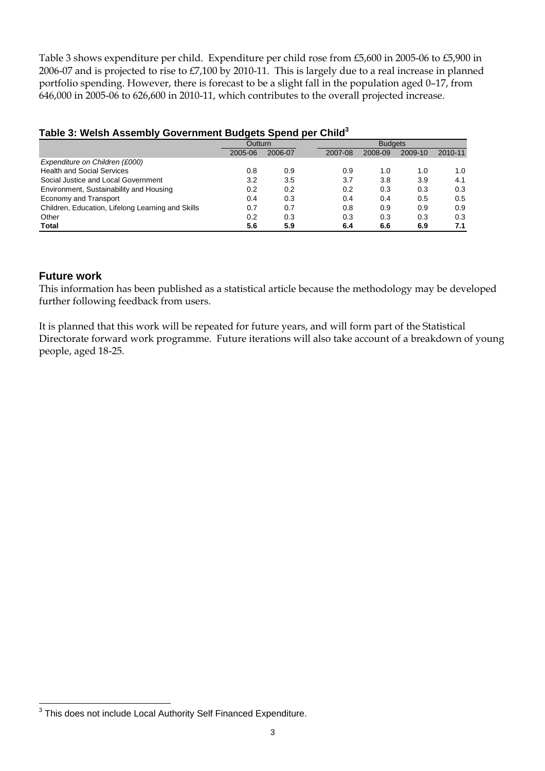Table 3 shows expenditure per child. Expenditure per child rose from £5,600 in 2005-06 to £5,900 in 2006-07 and is projected to rise to £7,100 by 2010-11. This is largely due to a real increase in planned portfolio spending. However, there is forecast to be a slight fall in the population aged 0–17, from 646,000 in 2005-06 to 626,600 in 2010-11, which contributes to the overall projected increase.

**Table 3: Welsh Assembly Government Budgets Spend per Child[3]**

| | Outturn | | Budgets | | | |
|---|---|---|---|---|---|---|
| | 2005-06 | 2006-07 | 2007-08 | 2008-09 | 2009-10 | 2010-11 |
| *Expenditure on Children (£000)* | | | | | | |
| Health and Social Services | 0.8 | 0.9 | 0.9 | 1.0 | 1.0 | 1.0 |
| Social Justice and Local Government | 3.2 | 3.5 | 3.7 | 3.8 | 3.9 | 4.1 |
| Environment, Sustainability and Housing | 0.2 | 0.2 | 0.2 | 0.3 | 0.3 | 0.3 |
| Economy and Transport | 0.4 | 0.3 | 0.4 | 0.4 | 0.5 | 0.5 |
| Children, Education, Lifelong Learning and Skills | 0.7 | 0.7 | 0.8 | 0.9 | 0.9 | 0.9 |
| Other | 0.2 | 0.3 | 0.3 | 0.3 | 0.3 | 0.3 |
| **Total** | **5.6** | **5.9** | **6.4** | **6.6** | **6.9** | **7.1** |

## Future work

This information has been published as a statistical article because the methodology may be developed further following feedback from users.

It is planned that this work will be repeated for future years, and will form part of the Statistical Directorate forward work programme. Future iterations will also take account of a breakdown of young people, aged 18-25.

[3] This does not include Local Authority Self Financed Expenditure.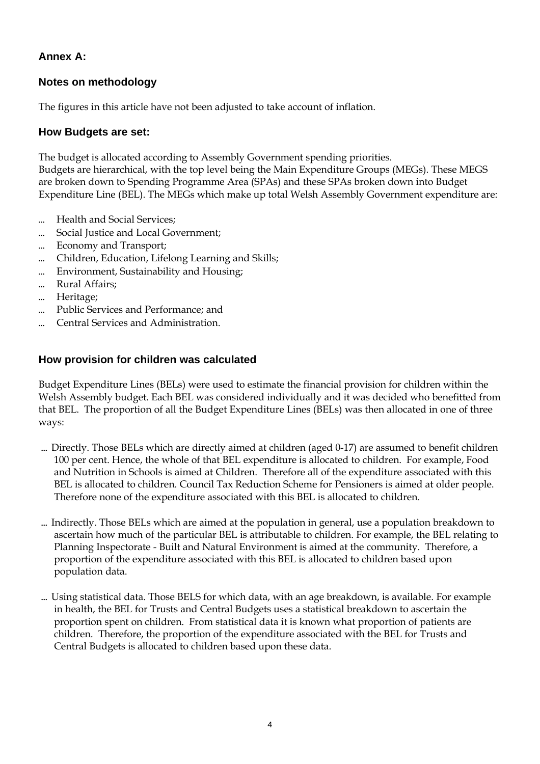## Annex A:

## Notes on methodology

The figures in this article have not been adjusted to take account of inflation.

### How Budgets are set:

The budget is allocated according to Assembly Government spending priorities.
Budgets are hierarchical, with the top level being the Main Expenditure Groups (MEGs). These MEGS are broken down to Spending Programme Area (SPAs) and these SPAs broken down into Budget Expenditure Line (BEL). The MEGs which make up total Welsh Assembly Government expenditure are:

- Health and Social Services;
- Social Justice and Local Government;
- Economy and Transport;
- Children, Education, Lifelong Learning and Skills;
- Environment, Sustainability and Housing;
- Rural Affairs;
- Heritage;
- Public Services and Performance; and
- Central Services and Administration.

### How provision for children was calculated

Budget Expenditure Lines (BELs) were used to estimate the financial provision for children within the Welsh Assembly budget. Each BEL was considered individually and it was decided who benefitted from that BEL. The proportion of all the Budget Expenditure Lines (BELs) was then allocated in one of three ways:

- Directly. Those BELs which are directly aimed at children (aged 0-17) are assumed to benefit children 100 per cent. Hence, the whole of that BEL expenditure is allocated to children. For example, Food and Nutrition in Schools is aimed at Children. Therefore all of the expenditure associated with this BEL is allocated to children. Council Tax Reduction Scheme for Pensioners is aimed at older people. Therefore none of the expenditure associated with this BEL is allocated to children.
- Indirectly. Those BELs which are aimed at the population in general, use a population breakdown to ascertain how much of the particular BEL is attributable to children. For example, the BEL relating to Planning Inspectorate - Built and Natural Environment is aimed at the community. Therefore, a proportion of the expenditure associated with this BEL is allocated to children based upon population data.
- Using statistical data. Those BELS for which data, with an age breakdown, is available. For example in health, the BEL for Trusts and Central Budgets uses a statistical breakdown to ascertain the proportion spent on children. From statistical data it is known what proportion of patients are children. Therefore, the proportion of the expenditure associated with the BEL for Trusts and Central Budgets is allocated to children based upon these data.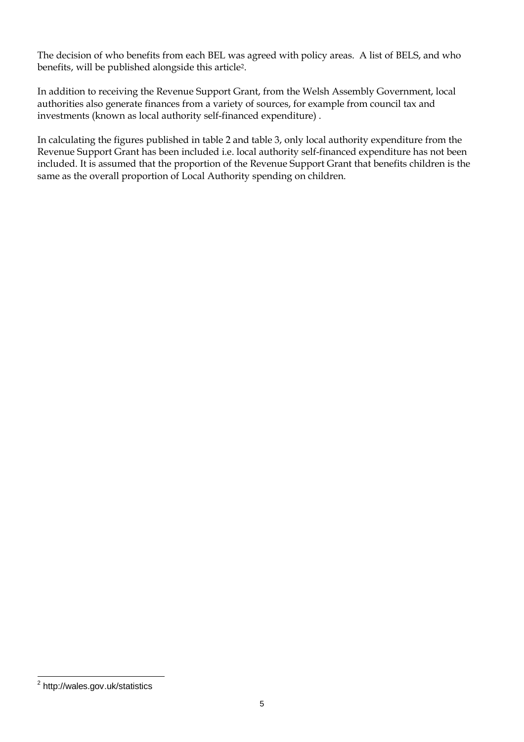The decision of who benefits from each BEL was agreed with policy areas. A list of BELS, and who benefits, will be published alongside this article[2].

In addition to receiving the Revenue Support Grant, from the Welsh Assembly Government, local authorities also generate finances from a variety of sources, for example from council tax and investments (known as local authority self-financed expenditure) .

In calculating the figures published in table 2 and table 3, only local authority expenditure from the Revenue Support Grant has been included i.e. local authority self-financed expenditure has not been included. It is assumed that the proportion of the Revenue Support Grant that benefits children is the same as the overall proportion of Local Authority spending on children.

[2] http://wales.gov.uk/statistics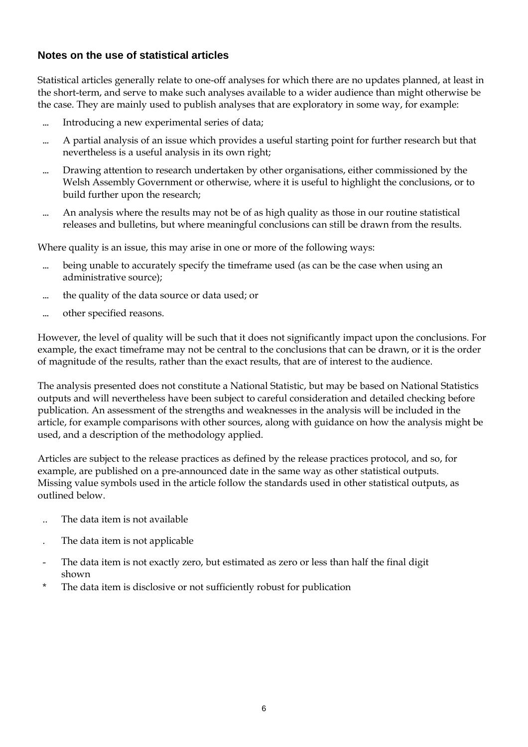## Notes on the use of statistical articles

Statistical articles generally relate to one-off analyses for which there are no updates planned, at least in the short-term, and serve to make such analyses available to a wider audience than might otherwise be the case. They are mainly used to publish analyses that are exploratory in some way, for example:

- Introducing a new experimental series of data;
- A partial analysis of an issue which provides a useful starting point for further research but that nevertheless is a useful analysis in its own right;
- Drawing attention to research undertaken by other organisations, either commissioned by the Welsh Assembly Government or otherwise, where it is useful to highlight the conclusions, or to build further upon the research;
- An analysis where the results may not be of as high quality as those in our routine statistical releases and bulletins, but where meaningful conclusions can still be drawn from the results.

Where quality is an issue, this may arise in one or more of the following ways:

- being unable to accurately specify the timeframe used (as can be the case when using an administrative source);
- the quality of the data source or data used; or
- other specified reasons.

However, the level of quality will be such that it does not significantly impact upon the conclusions. For example, the exact timeframe may not be central to the conclusions that can be drawn, or it is the order of magnitude of the results, rather than the exact results, that are of interest to the audience.

The analysis presented does not constitute a National Statistic, but may be based on National Statistics outputs and will nevertheless have been subject to careful consideration and detailed checking before publication. An assessment of the strengths and weaknesses in the analysis will be included in the article, for example comparisons with other sources, along with guidance on how the analysis might be used, and a description of the methodology applied.

Articles are subject to the release practices as defined by the release practices protocol, and so, for example, are published on a pre-announced date in the same way as other statistical outputs. Missing value symbols used in the article follow the standards used in other statistical outputs, as outlined below.

| | |
|---|---|
| .. | The data item is not available |
| . | The data item is not applicable |
| - | The data item is not exactly zero, but estimated as zero or less than half the final digit shown |
| * | The data item is disclosive or not sufficiently robust for publication |